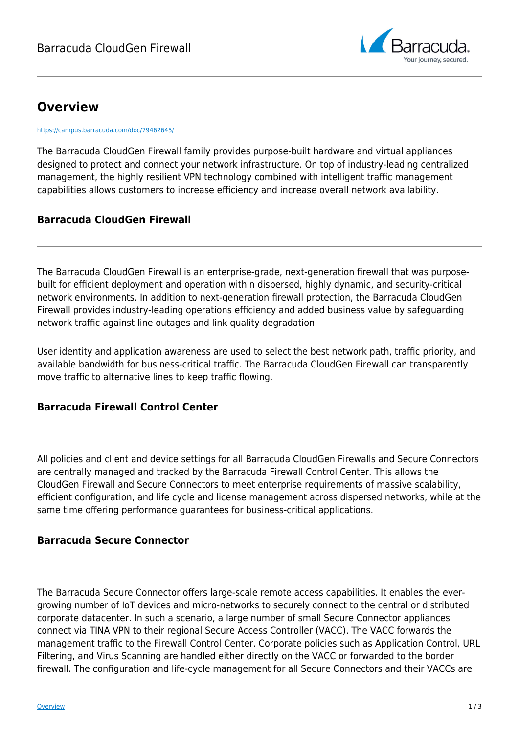# Overview

https://campus.barracuda.com/doc/79462645/

The Barracuda CloudGen Firewall family provides purpose-built hardware and virtual appliances designed to protect and connect your network infrastructure. On top of industry-leading centralized management, the highly resilient VPN technology combined with intelligent traffic management capabilities allows customers to increase efficiency and increase overall network availability.

## Barracuda CloudGen Firewall

---

The Barracuda CloudGen Firewall is an enterprise-grade, next-generation firewall that was purpose-built for efficient deployment and operation within dispersed, highly dynamic, and security-critical network environments. In addition to next-generation firewall protection, the Barracuda CloudGen Firewall provides industry-leading operations efficiency and added business value by safeguarding network traffic against line outages and link quality degradation.

User identity and application awareness are used to select the best network path, traffic priority, and available bandwidth for business-critical traffic. The Barracuda CloudGen Firewall can transparently move traffic to alternative lines to keep traffic flowing.

## Barracuda Firewall Control Center

---

All policies and client and device settings for all Barracuda CloudGen Firewalls and Secure Connectors are centrally managed and tracked by the Barracuda Firewall Control Center. This allows the CloudGen Firewall and Secure Connectors to meet enterprise requirements of massive scalability, efficient configuration, and life cycle and license management across dispersed networks, while at the same time offering performance guarantees for business-critical applications.

## Barracuda Secure Connector

---

The Barracuda Secure Connector offers large-scale remote access capabilities. It enables the ever-growing number of IoT devices and micro-networks to securely connect to the central or distributed corporate datacenter. In such a scenario, a large number of small Secure Connector appliances connect via TINA VPN to their regional Secure Access Controller (VACC). The VACC forwards the management traffic to the Firewall Control Center. Corporate policies such as Application Control, URL Filtering, and Virus Scanning are handled either directly on the VACC or forwarded to the border firewall. The configuration and life-cycle management for all Secure Connectors and their VACCs are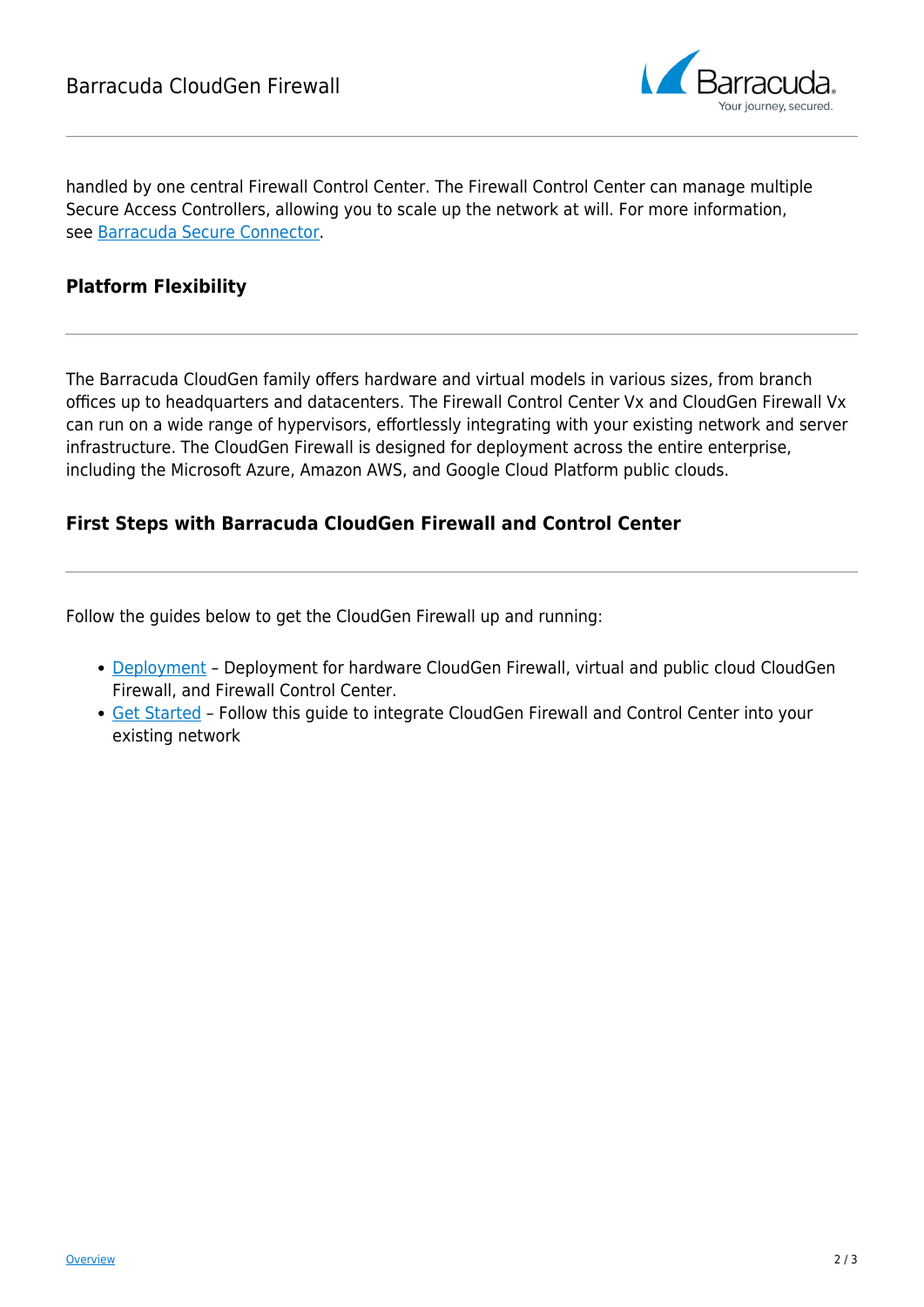handled by one central Firewall Control Center. The Firewall Control Center can manage multiple Secure Access Controllers, allowing you to scale up the network at will. For more information, see [Barracuda Secure Connector](#).

## Platform Flexibility

The Barracuda CloudGen family offers hardware and virtual models in various sizes, from branch offices up to headquarters and datacenters. The Firewall Control Center Vx and CloudGen Firewall Vx can run on a wide range of hypervisors, effortlessly integrating with your existing network and server infrastructure. The CloudGen Firewall is designed for deployment across the entire enterprise, including the Microsoft Azure, Amazon AWS, and Google Cloud Platform public clouds.

## First Steps with Barracuda CloudGen Firewall and Control Center

Follow the guides below to get the CloudGen Firewall up and running:

- [Deployment](#) – Deployment for hardware CloudGen Firewall, virtual and public cloud CloudGen Firewall, and Firewall Control Center.
- [Get Started](#) – Follow this guide to integrate CloudGen Firewall and Control Center into your existing network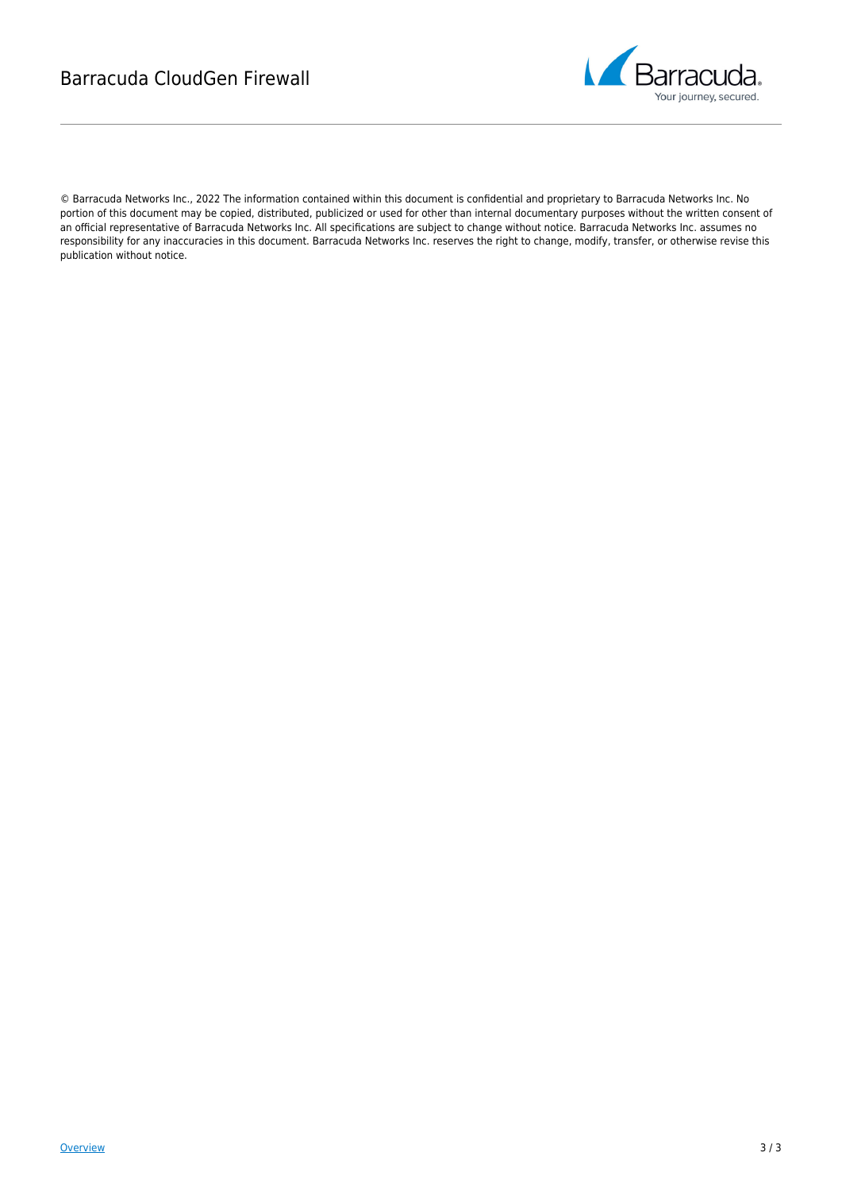© Barracuda Networks Inc., 2022 The information contained within this document is confidential and proprietary to Barracuda Networks Inc. No portion of this document may be copied, distributed, publicized or used for other than internal documentary purposes without the written consent of an official representative of Barracuda Networks Inc. All specifications are subject to change without notice. Barracuda Networks Inc. assumes no responsibility for any inaccuracies in this document. Barracuda Networks Inc. reserves the right to change, modify, transfer, or otherwise revise this publication without notice.